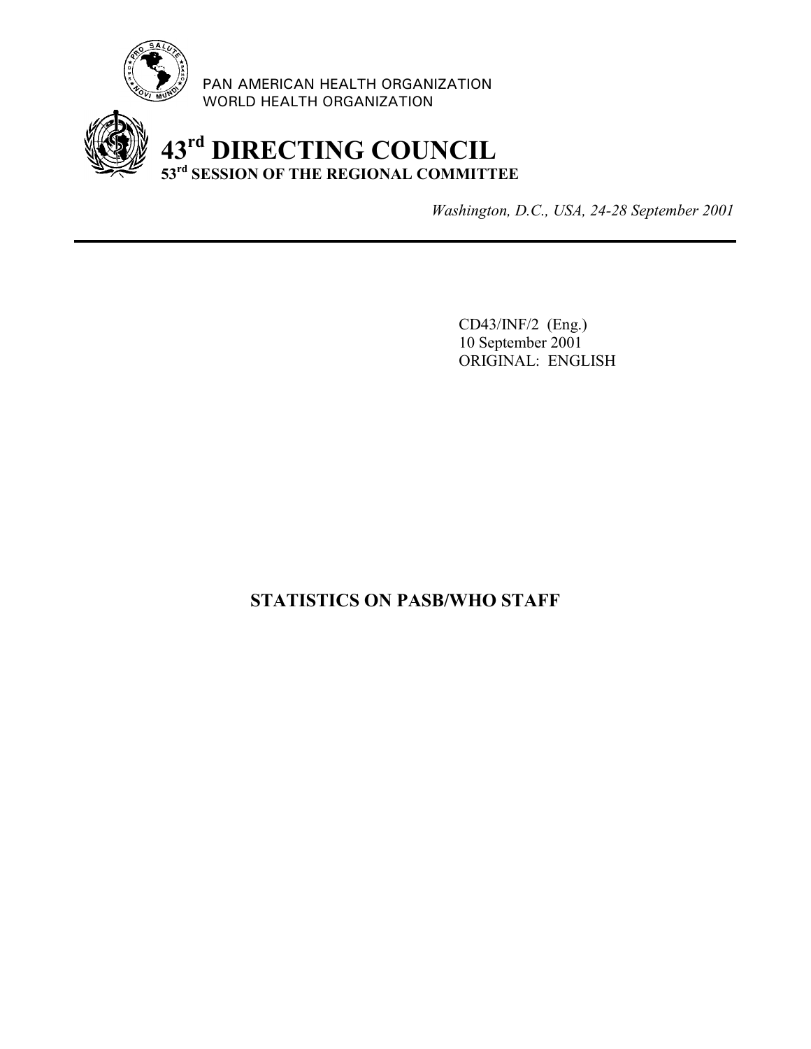PAN AMERICAN HEALTH ORGANIZATION
WORLD HEALTH ORGANIZATION

# 43rd DIRECTING COUNCIL
## 53rd SESSION OF THE REGIONAL COMMITTEE

*Washington, D.C., USA, 24-28 September 2001*

---

CD43/INF/2 (Eng.)
10 September 2001
ORIGINAL: ENGLISH

## STATISTICS ON PASB/WHO STAFF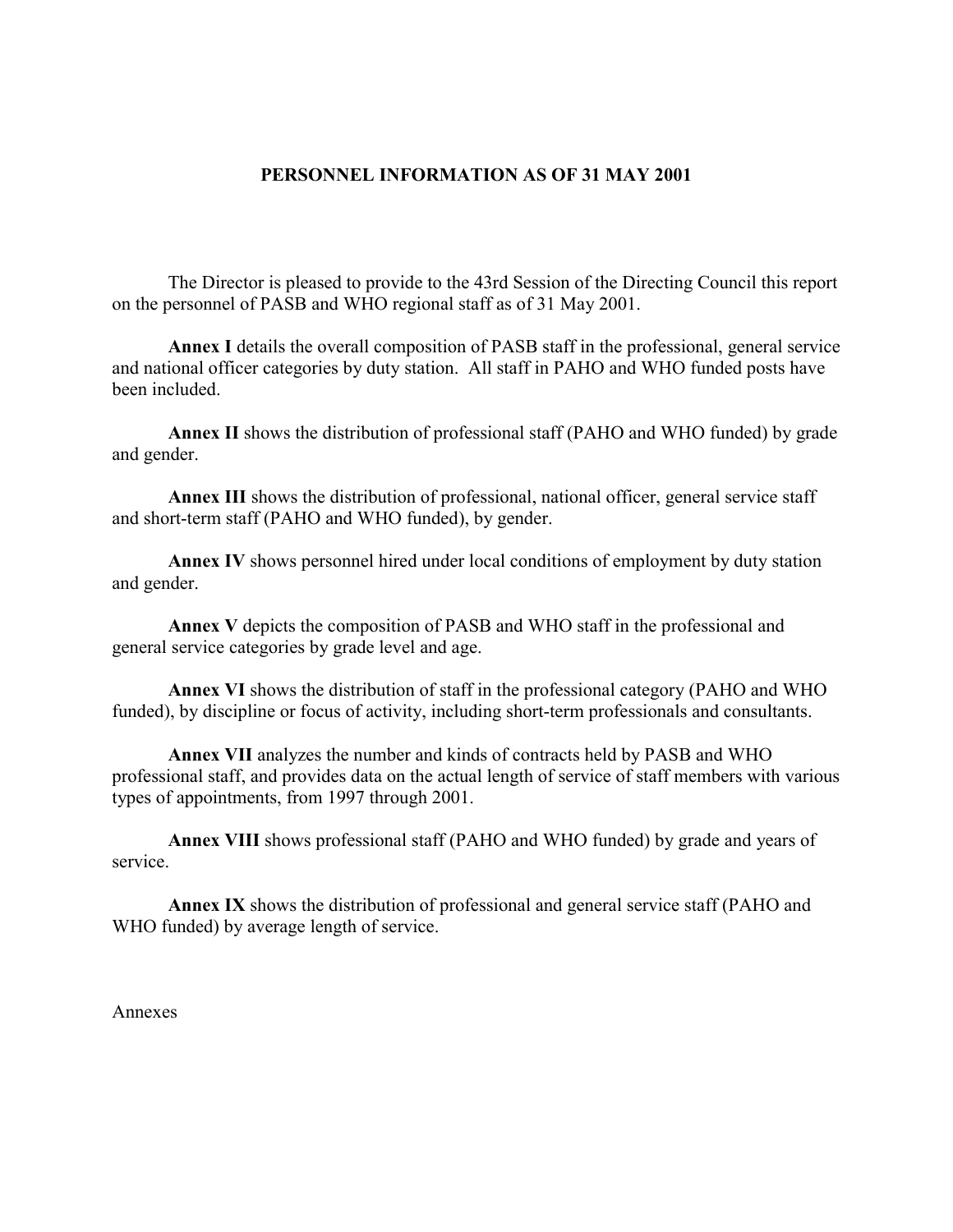# PERSONNEL INFORMATION AS OF 31 MAY 2001

The Director is pleased to provide to the 43rd Session of the Directing Council this report on the personnel of PASB and WHO regional staff as of 31 May 2001.

**Annex I** details the overall composition of PASB staff in the professional, general service and national officer categories by duty station. All staff in PAHO and WHO funded posts have been included.

**Annex II** shows the distribution of professional staff (PAHO and WHO funded) by grade and gender.

**Annex III** shows the distribution of professional, national officer, general service staff and short-term staff (PAHO and WHO funded), by gender.

**Annex IV** shows personnel hired under local conditions of employment by duty station and gender.

**Annex V** depicts the composition of PASB and WHO staff in the professional and general service categories by grade level and age.

**Annex VI** shows the distribution of staff in the professional category (PAHO and WHO funded), by discipline or focus of activity, including short-term professionals and consultants.

**Annex VII** analyzes the number and kinds of contracts held by PASB and WHO professional staff, and provides data on the actual length of service of staff members with various types of appointments, from 1997 through 2001.

**Annex VIII** shows professional staff (PAHO and WHO funded) by grade and years of service.

**Annex IX** shows the distribution of professional and general service staff (PAHO and WHO funded) by average length of service.

Annexes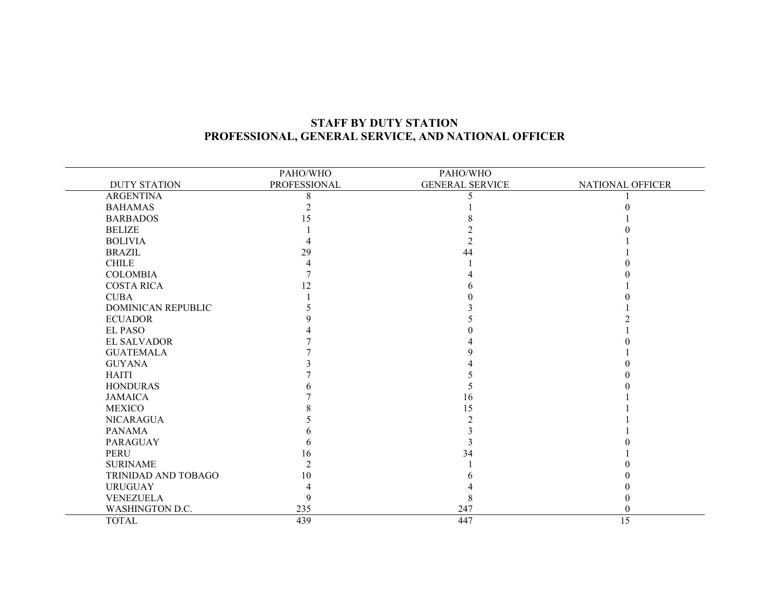## STAFF BY DUTY STATION
## PROFESSIONAL, GENERAL SERVICE, AND NATIONAL OFFICER

| DUTY STATION | PAHO/WHO PROFESSIONAL | PAHO/WHO GENERAL SERVICE | NATIONAL OFFICER |
|---|---|---|---|
| ARGENTINA | 8 | 5 | 1 |
| BAHAMAS | 2 | 1 | 0 |
| BARBADOS | 15 | 8 | 1 |
| BELIZE | 1 | 2 | 0 |
| BOLIVIA | 4 | 2 | 1 |
| BRAZIL | 29 | 44 | 1 |
| CHILE | 4 | 1 | 0 |
| COLOMBIA | 7 | 4 | 0 |
| COSTA RICA | 12 | 6 | 1 |
| CUBA | 1 | 0 | 0 |
| DOMINICAN REPUBLIC | 5 | 3 | 1 |
| ECUADOR | 9 | 5 | 2 |
| EL PASO | 4 | 0 | 1 |
| EL SALVADOR | 7 | 4 | 0 |
| GUATEMALA | 7 | 9 | 1 |
| GUYANA | 3 | 4 | 0 |
| HAITI | 7 | 5 | 0 |
| HONDURAS | 6 | 5 | 0 |
| JAMAICA | 7 | 16 | 1 |
| MEXICO | 8 | 15 | 1 |
| NICARAGUA | 5 | 2 | 1 |
| PANAMA | 6 | 3 | 1 |
| PARAGUAY | 6 | 3 | 0 |
| PERU | 16 | 34 | 1 |
| SURINAME | 2 | 1 | 0 |
| TRINIDAD AND TOBAGO | 10 | 6 | 0 |
| URUGUAY | 4 | 4 | 0 |
| VENEZUELA | 9 | 8 | 0 |
| WASHINGTON D.C. | 235 | 247 | 0 |
| TOTAL | 439 | 447 | 15 |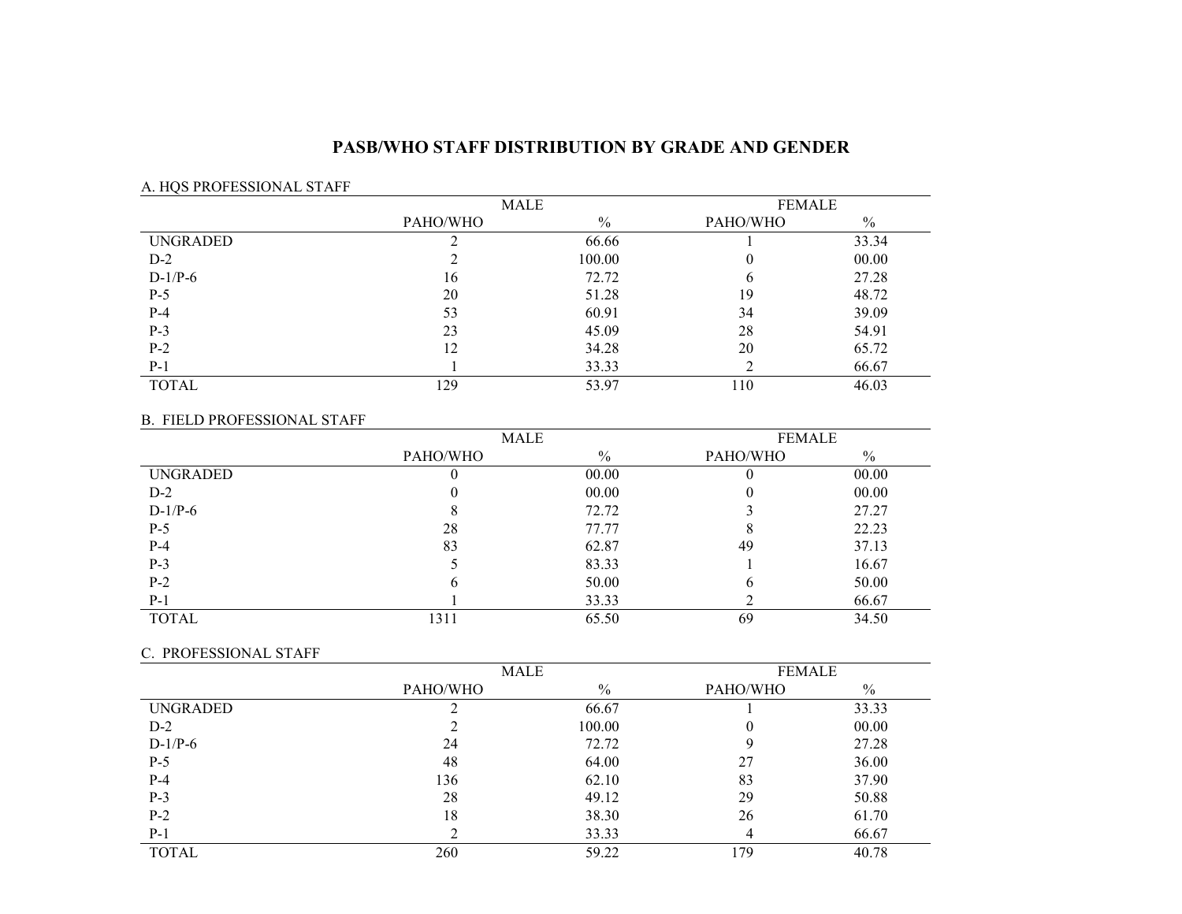# PASB/WHO STAFF DISTRIBUTION BY GRADE AND GENDER

A. HQS PROFESSIONAL STAFF

| | MALE | | FEMALE | |
|---|---|---|---|---|
| | PAHO/WHO | % | PAHO/WHO | % |
| UNGRADED | 2 | 66.66 | 1 | 33.34 |
| D-2 | 2 | 100.00 | 0 | 00.00 |
| D-1/P-6 | 16 | 72.72 | 6 | 27.28 |
| P-5 | 20 | 51.28 | 19 | 48.72 |
| P-4 | 53 | 60.91 | 34 | 39.09 |
| P-3 | 23 | 45.09 | 28 | 54.91 |
| P-2 | 12 | 34.28 | 20 | 65.72 |
| P-1 | 1 | 33.33 | 2 | 66.67 |
| TOTAL | 129 | 53.97 | 110 | 46.03 |

B. FIELD PROFESSIONAL STAFF

| | MALE | | FEMALE | |
|---|---|---|---|---|
| | PAHO/WHO | % | PAHO/WHO | % |
| UNGRADED | 0 | 00.00 | 0 | 00.00 |
| D-2 | 0 | 00.00 | 0 | 00.00 |
| D-1/P-6 | 8 | 72.72 | 3 | 27.27 |
| P-5 | 28 | 77.77 | 8 | 22.23 |
| P-4 | 83 | 62.87 | 49 | 37.13 |
| P-3 | 5 | 83.33 | 1 | 16.67 |
| P-2 | 6 | 50.00 | 6 | 50.00 |
| P-1 | 1 | 33.33 | 2 | 66.67 |
| TOTAL | 1311 | 65.50 | 69 | 34.50 |

C. PROFESSIONAL STAFF

| | MALE | | FEMALE | |
|---|---|---|---|---|
| | PAHO/WHO | % | PAHO/WHO | % |
| UNGRADED | 2 | 66.67 | 1 | 33.33 |
| D-2 | 2 | 100.00 | 0 | 00.00 |
| D-1/P-6 | 24 | 72.72 | 9 | 27.28 |
| P-5 | 48 | 64.00 | 27 | 36.00 |
| P-4 | 136 | 62.10 | 83 | 37.90 |
| P-3 | 28 | 49.12 | 29 | 50.88 |
| P-2 | 18 | 38.30 | 26 | 61.70 |
| P-1 | 2 | 33.33 | 4 | 66.67 |
| TOTAL | 260 | 59.22 | 179 | 40.78 |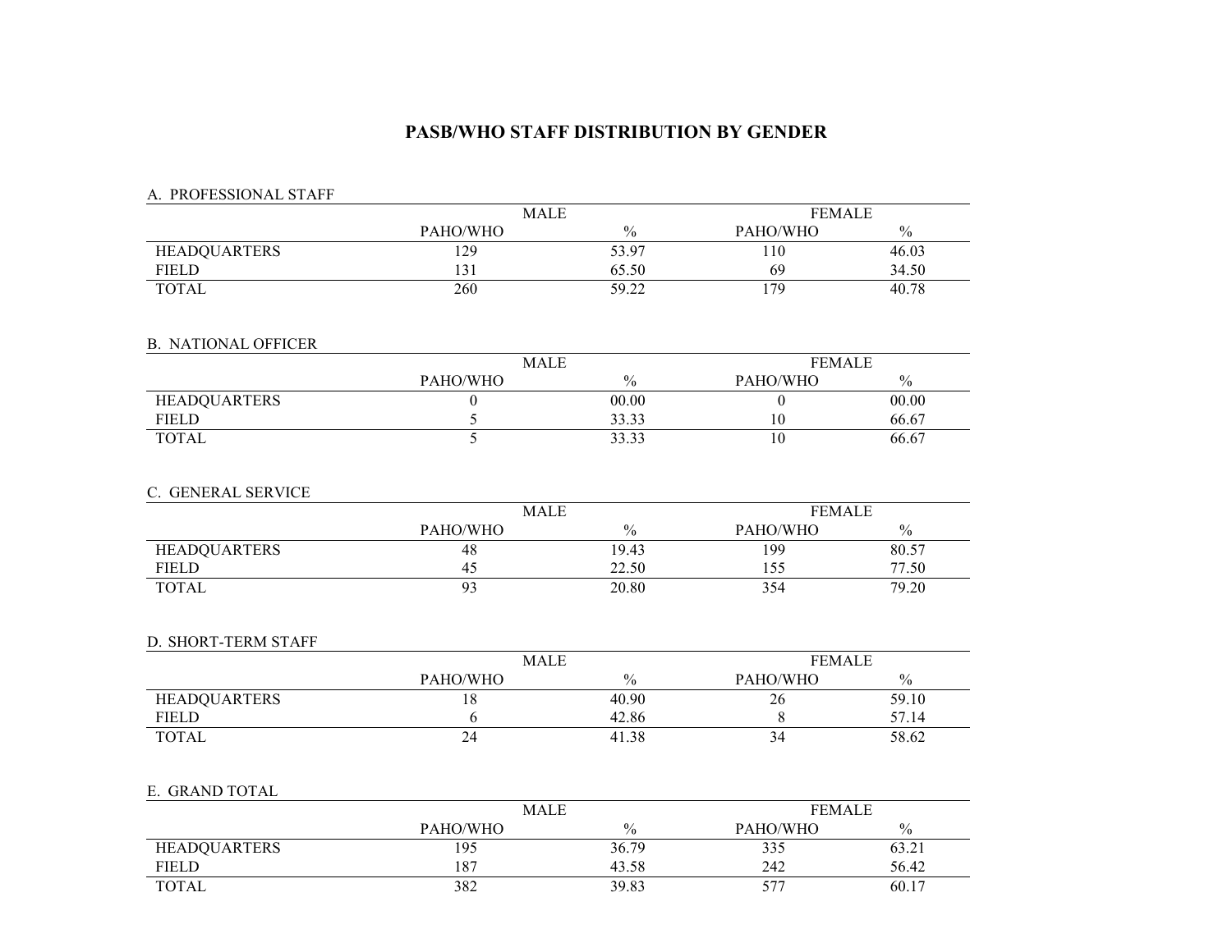# PASB/WHO STAFF DISTRIBUTION BY GENDER

A. PROFESSIONAL STAFF

| | MALE | | FEMALE | |
|---|---|---|---|---|
| | PAHO/WHO | % | PAHO/WHO | % |
| HEADQUARTERS | 129 | 53.97 | 110 | 46.03 |
| FIELD | 131 | 65.50 | 69 | 34.50 |
| TOTAL | 260 | 59.22 | 179 | 40.78 |

B. NATIONAL OFFICER

| | MALE | | FEMALE | |
|---|---|---|---|---|
| | PAHO/WHO | % | PAHO/WHO | % |
| HEADQUARTERS | 0 | 00.00 | 0 | 00.00 |
| FIELD | 5 | 33.33 | 10 | 66.67 |
| TOTAL | 5 | 33.33 | 10 | 66.67 |

C. GENERAL SERVICE

| | MALE | | FEMALE | |
|---|---|---|---|---|
| | PAHO/WHO | % | PAHO/WHO | % |
| HEADQUARTERS | 48 | 19.43 | 199 | 80.57 |
| FIELD | 45 | 22.50 | 155 | 77.50 |
| TOTAL | 93 | 20.80 | 354 | 79.20 |

D. SHORT-TERM STAFF

| | MALE | | FEMALE | |
|---|---|---|---|---|
| | PAHO/WHO | % | PAHO/WHO | % |
| HEADQUARTERS | 18 | 40.90 | 26 | 59.10 |
| FIELD | 6 | 42.86 | 8 | 57.14 |
| TOTAL | 24 | 41.38 | 34 | 58.62 |

E. GRAND TOTAL

| | MALE | | FEMALE | |
|---|---|---|---|---|
| | PAHO/WHO | % | PAHO/WHO | % |
| HEADQUARTERS | 195 | 36.79 | 335 | 63.21 |
| FIELD | 187 | 43.58 | 242 | 56.42 |
| TOTAL | 382 | 39.83 | 577 | 60.17 |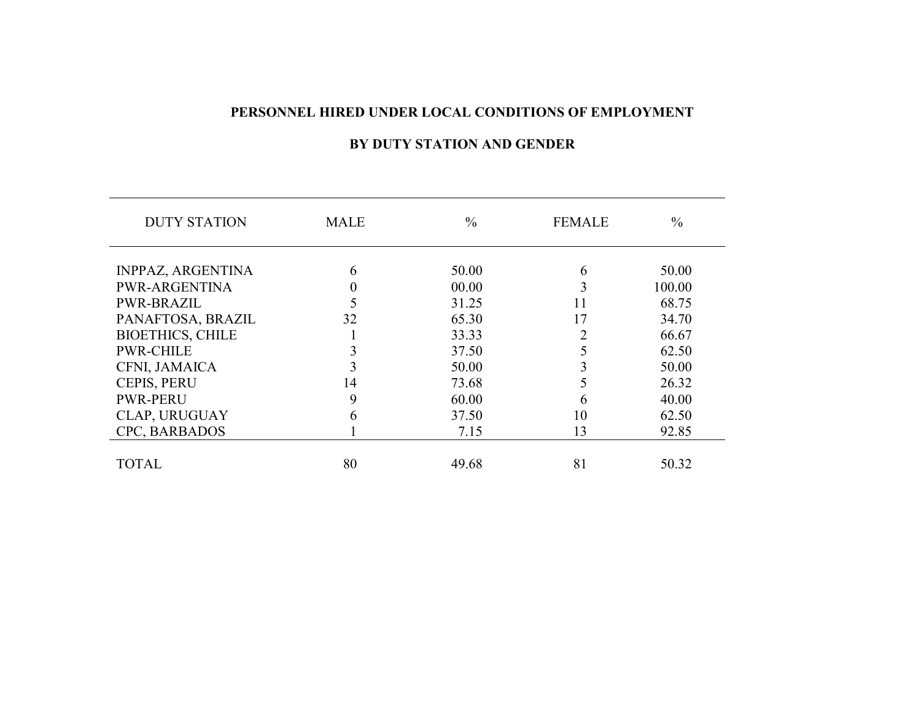**PERSONNEL HIRED UNDER LOCAL CONDITIONS OF EMPLOYMENT**

**BY DUTY STATION AND GENDER**

| DUTY STATION | MALE | % | FEMALE | % |
|---|---|---|---|---|
| INPPAZ, ARGENTINA | 6 | 50.00 | 6 | 50.00 |
| PWR-ARGENTINA | 0 | 00.00 | 3 | 100.00 |
| PWR-BRAZIL | 5 | 31.25 | 11 | 68.75 |
| PANAFTOSA, BRAZIL | 32 | 65.30 | 17 | 34.70 |
| BIOETHICS, CHILE | 1 | 33.33 | 2 | 66.67 |
| PWR-CHILE | 3 | 37.50 | 5 | 62.50 |
| CFNI, JAMAICA | 3 | 50.00 | 3 | 50.00 |
| CEPIS, PERU | 14 | 73.68 | 5 | 26.32 |
| PWR-PERU | 9 | 60.00 | 6 | 40.00 |
| CLAP, URUGUAY | 6 | 37.50 | 10 | 62.50 |
| CPC, BARBADOS | 1 | 7.15 | 13 | 92.85 |
| TOTAL | 80 | 49.68 | 81 | 50.32 |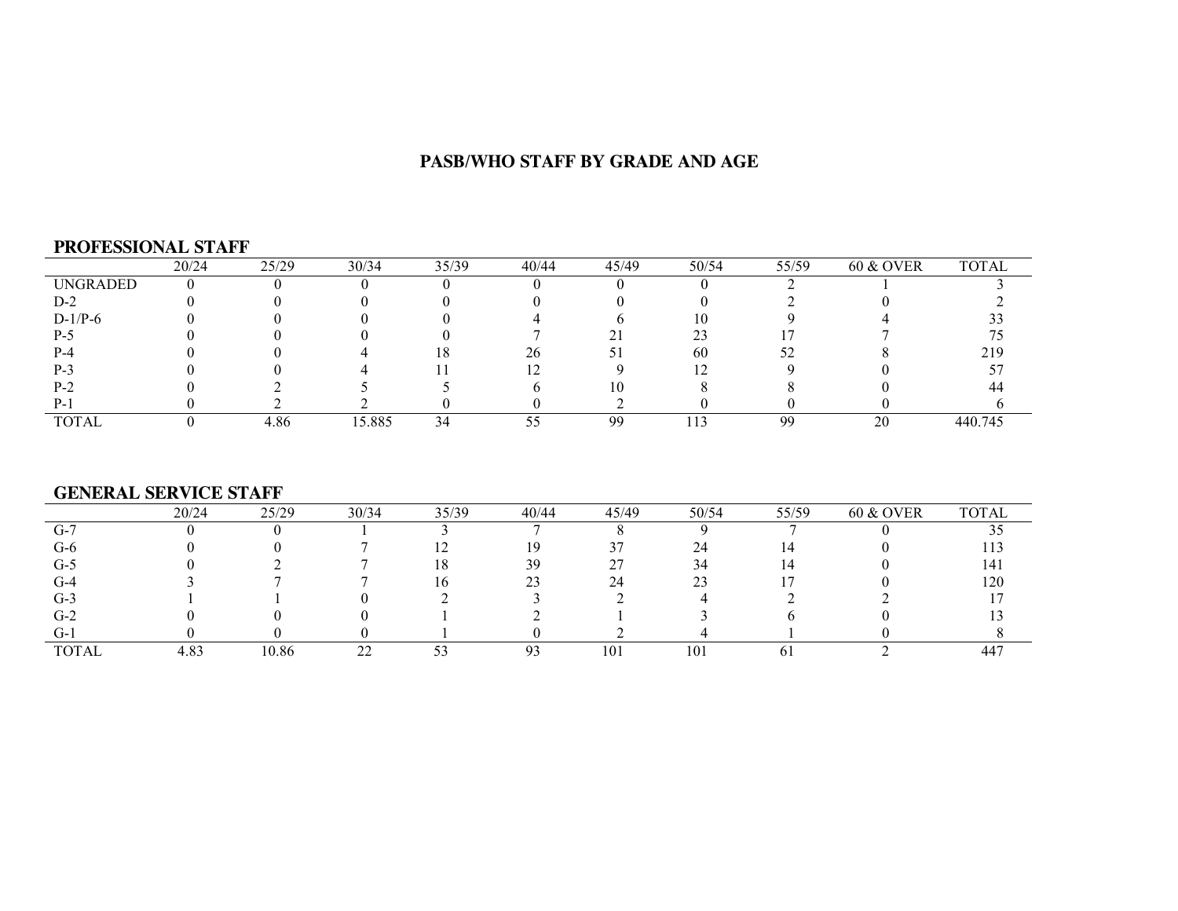# PASB/WHO STAFF BY GRADE AND AGE

## PROFESSIONAL STAFF

| | 20/24 | 25/29 | 30/34 | 35/39 | 40/44 | 45/49 | 50/54 | 55/59 | 60 & OVER | TOTAL |
|---|---|---|---|---|---|---|---|---|---|---|
| UNGRADED | 0 | 0 | 0 | 0 | 0 | 0 | 0 | 2 | 1 | 3 |
| D-2 | 0 | 0 | 0 | 0 | 0 | 0 | 0 | 2 | 0 | 2 |
| D-1/P-6 | 0 | 0 | 0 | 0 | 4 | 6 | 10 | 9 | 4 | 33 |
| P-5 | 0 | 0 | 0 | 0 | 7 | 21 | 23 | 17 | 7 | 75 |
| P-4 | 0 | 0 | 4 | 18 | 26 | 51 | 60 | 52 | 8 | 219 |
| P-3 | 0 | 0 | 4 | 11 | 12 | 9 | 12 | 9 | 0 | 57 |
| P-2 | 0 | 2 | 5 | 5 | 6 | 10 | 8 | 8 | 0 | 44 |
| P-1 | 0 | 2 | 2 | 0 | 0 | 2 | 0 | 0 | 0 | 6 |
| TOTAL | 0 | 4.86 | 15.885 | 34 | 55 | 99 | 113 | 99 | 20 | 440.745 |

## GENERAL SERVICE STAFF

| | 20/24 | 25/29 | 30/34 | 35/39 | 40/44 | 45/49 | 50/54 | 55/59 | 60 & OVER | TOTAL |
|---|---|---|---|---|---|---|---|---|---|---|
| G-7 | 0 | 0 | 1 | 3 | 7 | 8 | 9 | 7 | 0 | 35 |
| G-6 | 0 | 0 | 7 | 12 | 19 | 37 | 24 | 14 | 0 | 113 |
| G-5 | 0 | 2 | 7 | 18 | 39 | 27 | 34 | 14 | 0 | 141 |
| G-4 | 3 | 7 | 7 | 16 | 23 | 24 | 23 | 17 | 0 | 120 |
| G-3 | 1 | 1 | 0 | 2 | 3 | 2 | 4 | 2 | 2 | 17 |
| G-2 | 0 | 0 | 0 | 1 | 2 | 1 | 3 | 6 | 0 | 13 |
| G-1 | 0 | 0 | 0 | 1 | 0 | 2 | 4 | 1 | 0 | 8 |
| TOTAL | 4.83 | 10.86 | 22 | 53 | 93 | 101 | 101 | 61 | 2 | 447 |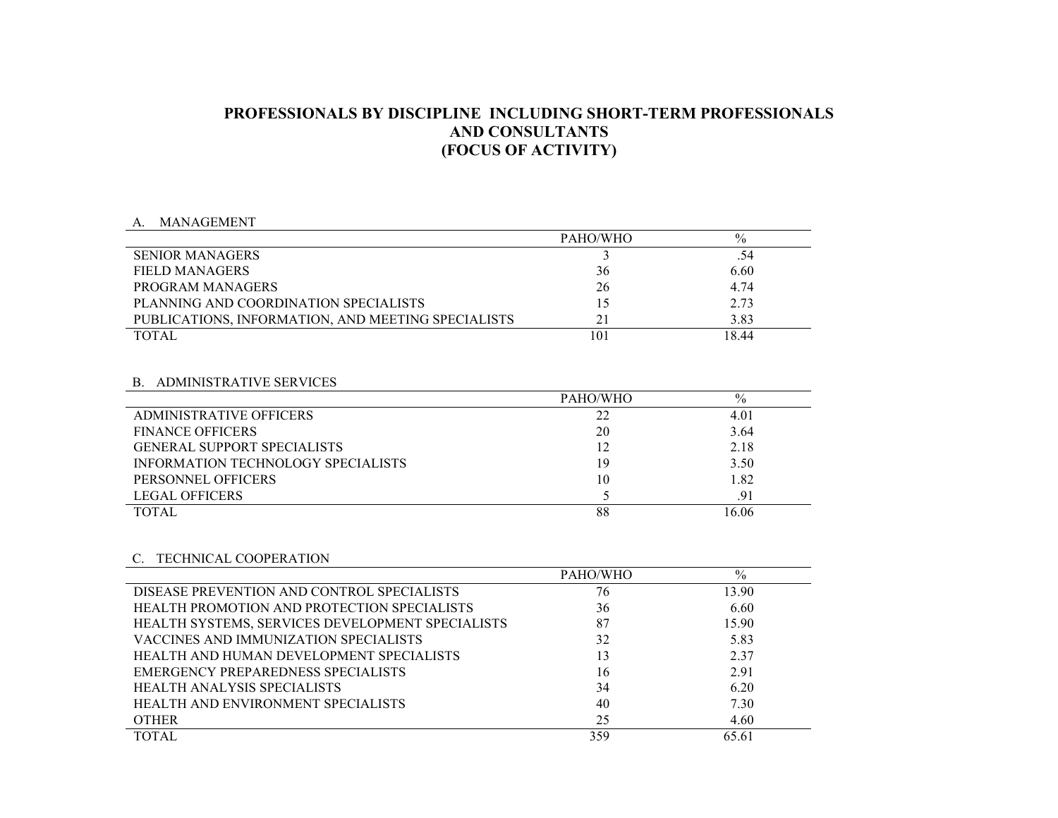# PROFESSIONALS BY DISCIPLINE INCLUDING SHORT-TERM PROFESSIONALS AND CONSULTANTS (FOCUS OF ACTIVITY)

A. MANAGEMENT

| | PAHO/WHO | % |
|---|---|---|
| SENIOR MANAGERS | 3 | .54 |
| FIELD MANAGERS | 36 | 6.60 |
| PROGRAM MANAGERS | 26 | 4.74 |
| PLANNING AND COORDINATION SPECIALISTS | 15 | 2.73 |
| PUBLICATIONS, INFORMATION, AND MEETING SPECIALISTS | 21 | 3.83 |
| TOTAL | 101 | 18.44 |

B. ADMINISTRATIVE SERVICES

| | PAHO/WHO | % |
|---|---|---|
| ADMINISTRATIVE OFFICERS | 22 | 4.01 |
| FINANCE OFFICERS | 20 | 3.64 |
| GENERAL SUPPORT SPECIALISTS | 12 | 2.18 |
| INFORMATION TECHNOLOGY SPECIALISTS | 19 | 3.50 |
| PERSONNEL OFFICERS | 10 | 1.82 |
| LEGAL OFFICERS | 5 | .91 |
| TOTAL | 88 | 16.06 |

C. TECHNICAL COOPERATION

| | PAHO/WHO | % |
|---|---|---|
| DISEASE PREVENTION AND CONTROL SPECIALISTS | 76 | 13.90 |
| HEALTH PROMOTION AND PROTECTION SPECIALISTS | 36 | 6.60 |
| HEALTH SYSTEMS, SERVICES DEVELOPMENT SPECIALISTS | 87 | 15.90 |
| VACCINES AND IMMUNIZATION SPECIALISTS | 32 | 5.83 |
| HEALTH AND HUMAN DEVELOPMENT SPECIALISTS | 13 | 2.37 |
| EMERGENCY PREPAREDNESS SPECIALISTS | 16 | 2.91 |
| HEALTH ANALYSIS SPECIALISTS | 34 | 6.20 |
| HEALTH AND ENVIRONMENT SPECIALISTS | 40 | 7.30 |
| OTHER | 25 | 4.60 |
| TOTAL | 359 | 65.61 |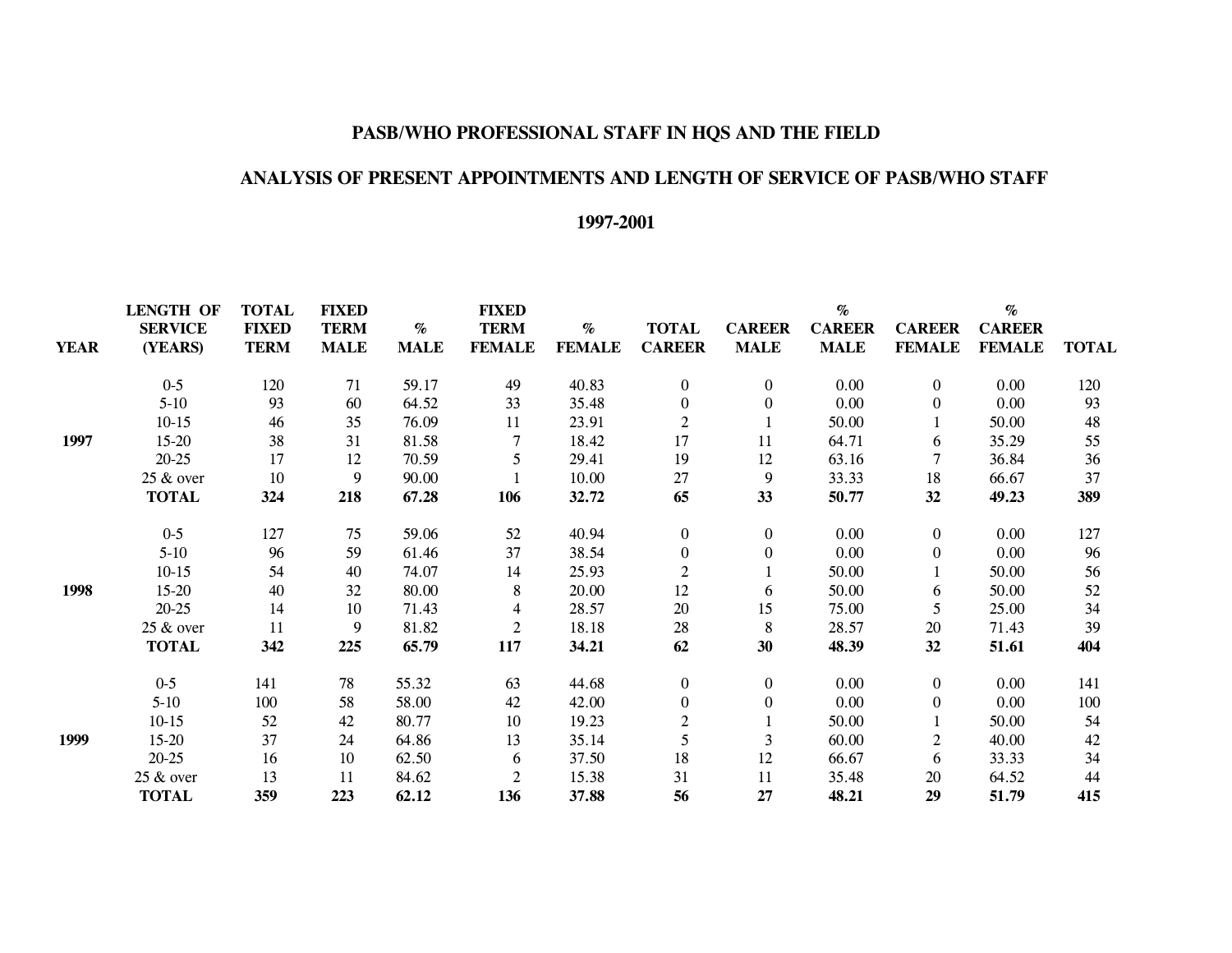**PASB/WHO PROFESSIONAL STAFF IN HQS AND THE FIELD**

**ANALYSIS OF PRESENT APPOINTMENTS AND LENGTH OF SERVICE OF PASB/WHO STAFF**

**1997-2001**

| YEAR | LENGTH OF SERVICE (YEARS) | TOTAL FIXED TERM | FIXED TERM MALE | % MALE | FIXED TERM FEMALE | % FEMALE | TOTAL CAREER | CAREER MALE | % CAREER MALE | CAREER FEMALE | % CAREER FEMALE | TOTAL |
|---|---|---|---|---|---|---|---|---|---|---|---|---|
| | 0-5 | 120 | 71 | 59.17 | 49 | 40.83 | 0 | 0 | 0.00 | 0 | 0.00 | 120 |
| | 5-10 | 93 | 60 | 64.52 | 33 | 35.48 | 0 | 0 | 0.00 | 0 | 0.00 | 93 |
| | 10-15 | 46 | 35 | 76.09 | 11 | 23.91 | 2 | 1 | 50.00 | 1 | 50.00 | 48 |
| **1997** | 15-20 | 38 | 31 | 81.58 | 7 | 18.42 | 17 | 11 | 64.71 | 6 | 35.29 | 55 |
| | 20-25 | 17 | 12 | 70.59 | 5 | 29.41 | 19 | 12 | 63.16 | 7 | 36.84 | 36 |
| | 25 & over | 10 | 9 | 90.00 | 1 | 10.00 | 27 | 9 | 33.33 | 18 | 66.67 | 37 |
| | **TOTAL** | **324** | **218** | **67.28** | **106** | **32.72** | **65** | **33** | **50.77** | **32** | **49.23** | **389** |
| | 0-5 | 127 | 75 | 59.06 | 52 | 40.94 | 0 | 0 | 0.00 | 0 | 0.00 | 127 |
| | 5-10 | 96 | 59 | 61.46 | 37 | 38.54 | 0 | 0 | 0.00 | 0 | 0.00 | 96 |
| | 10-15 | 54 | 40 | 74.07 | 14 | 25.93 | 2 | 1 | 50.00 | 1 | 50.00 | 56 |
| **1998** | 15-20 | 40 | 32 | 80.00 | 8 | 20.00 | 12 | 6 | 50.00 | 6 | 50.00 | 52 |
| | 20-25 | 14 | 10 | 71.43 | 4 | 28.57 | 20 | 15 | 75.00 | 5 | 25.00 | 34 |
| | 25 & over | 11 | 9 | 81.82 | 2 | 18.18 | 28 | 8 | 28.57 | 20 | 71.43 | 39 |
| | **TOTAL** | **342** | **225** | **65.79** | **117** | **34.21** | **62** | **30** | **48.39** | **32** | **51.61** | **404** |
| | 0-5 | 141 | 78 | 55.32 | 63 | 44.68 | 0 | 0 | 0.00 | 0 | 0.00 | 141 |
| | 5-10 | 100 | 58 | 58.00 | 42 | 42.00 | 0 | 0 | 0.00 | 0 | 0.00 | 100 |
| | 10-15 | 52 | 42 | 80.77 | 10 | 19.23 | 2 | 1 | 50.00 | 1 | 50.00 | 54 |
| **1999** | 15-20 | 37 | 24 | 64.86 | 13 | 35.14 | 5 | 3 | 60.00 | 2 | 40.00 | 42 |
| | 20-25 | 16 | 10 | 62.50 | 6 | 37.50 | 18 | 12 | 66.67 | 6 | 33.33 | 34 |
| | 25 & over | 13 | 11 | 84.62 | 2 | 15.38 | 31 | 11 | 35.48 | 20 | 64.52 | 44 |
| | **TOTAL** | **359** | **223** | **62.12** | **136** | **37.88** | **56** | **27** | **48.21** | **29** | **51.79** | **415** |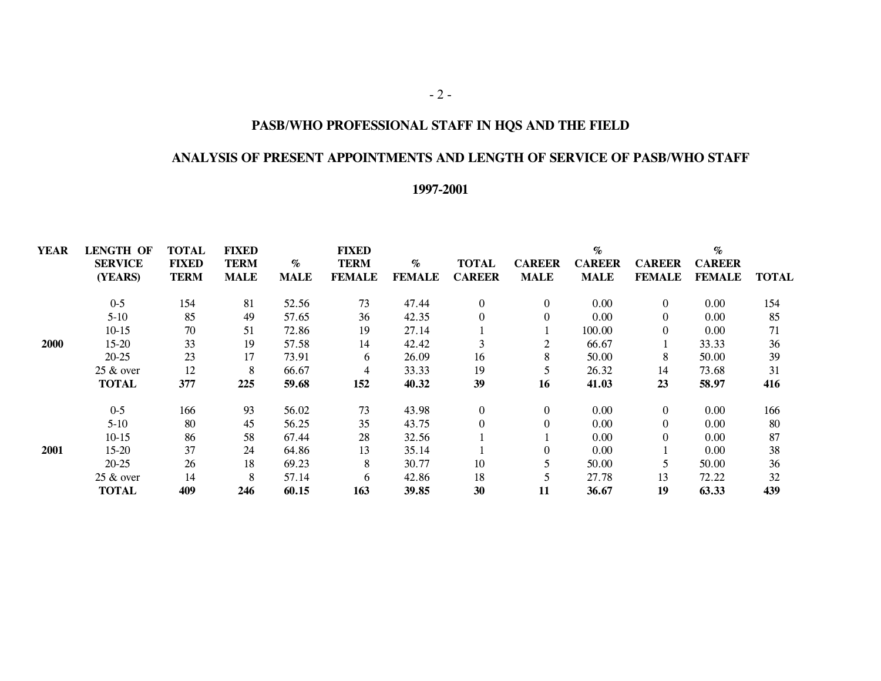# PASB/WHO PROFESSIONAL STAFF IN HQS AND THE FIELD

## ANALYSIS OF PRESENT APPOINTMENTS AND LENGTH OF SERVICE OF PASB/WHO STAFF

## 1997-2001

| YEAR | LENGTH OF SERVICE (YEARS) | TOTAL FIXED TERM | FIXED TERM MALE | % MALE | FIXED TERM FEMALE | % FEMALE | TOTAL CAREER | CAREER MALE | % CAREER MALE | CAREER FEMALE | % CAREER FEMALE | TOTAL |
|---|---|---|---|---|---|---|---|---|---|---|---|---|
| | 0-5 | 154 | 81 | 52.56 | 73 | 47.44 | 0 | 0 | 0.00 | 0 | 0.00 | 154 |
| | 5-10 | 85 | 49 | 57.65 | 36 | 42.35 | 0 | 0 | 0.00 | 0 | 0.00 | 85 |
| | 10-15 | 70 | 51 | 72.86 | 19 | 27.14 | 1 | 1 | 100.00 | 0 | 0.00 | 71 |
| **2000** | 15-20 | 33 | 19 | 57.58 | 14 | 42.42 | 3 | 2 | 66.67 | 1 | 33.33 | 36 |
| | 20-25 | 23 | 17 | 73.91 | 6 | 26.09 | 16 | 8 | 50.00 | 8 | 50.00 | 39 |
| | 25 & over | 12 | 8 | 66.67 | 4 | 33.33 | 19 | 5 | 26.32 | 14 | 73.68 | 31 |
| | **TOTAL** | **377** | **225** | **59.68** | **152** | **40.32** | **39** | **16** | **41.03** | **23** | **58.97** | **416** |
| | 0-5 | 166 | 93 | 56.02 | 73 | 43.98 | 0 | 0 | 0.00 | 0 | 0.00 | 166 |
| | 5-10 | 80 | 45 | 56.25 | 35 | 43.75 | 0 | 0 | 0.00 | 0 | 0.00 | 80 |
| | 10-15 | 86 | 58 | 67.44 | 28 | 32.56 | 1 | 1 | 0.00 | 0 | 0.00 | 87 |
| **2001** | 15-20 | 37 | 24 | 64.86 | 13 | 35.14 | 1 | 0 | 0.00 | 1 | 0.00 | 38 |
| | 20-25 | 26 | 18 | 69.23 | 8 | 30.77 | 10 | 5 | 50.00 | 5 | 50.00 | 36 |
| | 25 & over | 14 | 8 | 57.14 | 6 | 42.86 | 18 | 5 | 27.78 | 13 | 72.22 | 32 |
| | **TOTAL** | **409** | **246** | **60.15** | **163** | **39.85** | **30** | **11** | **36.67** | **19** | **63.33** | **439** |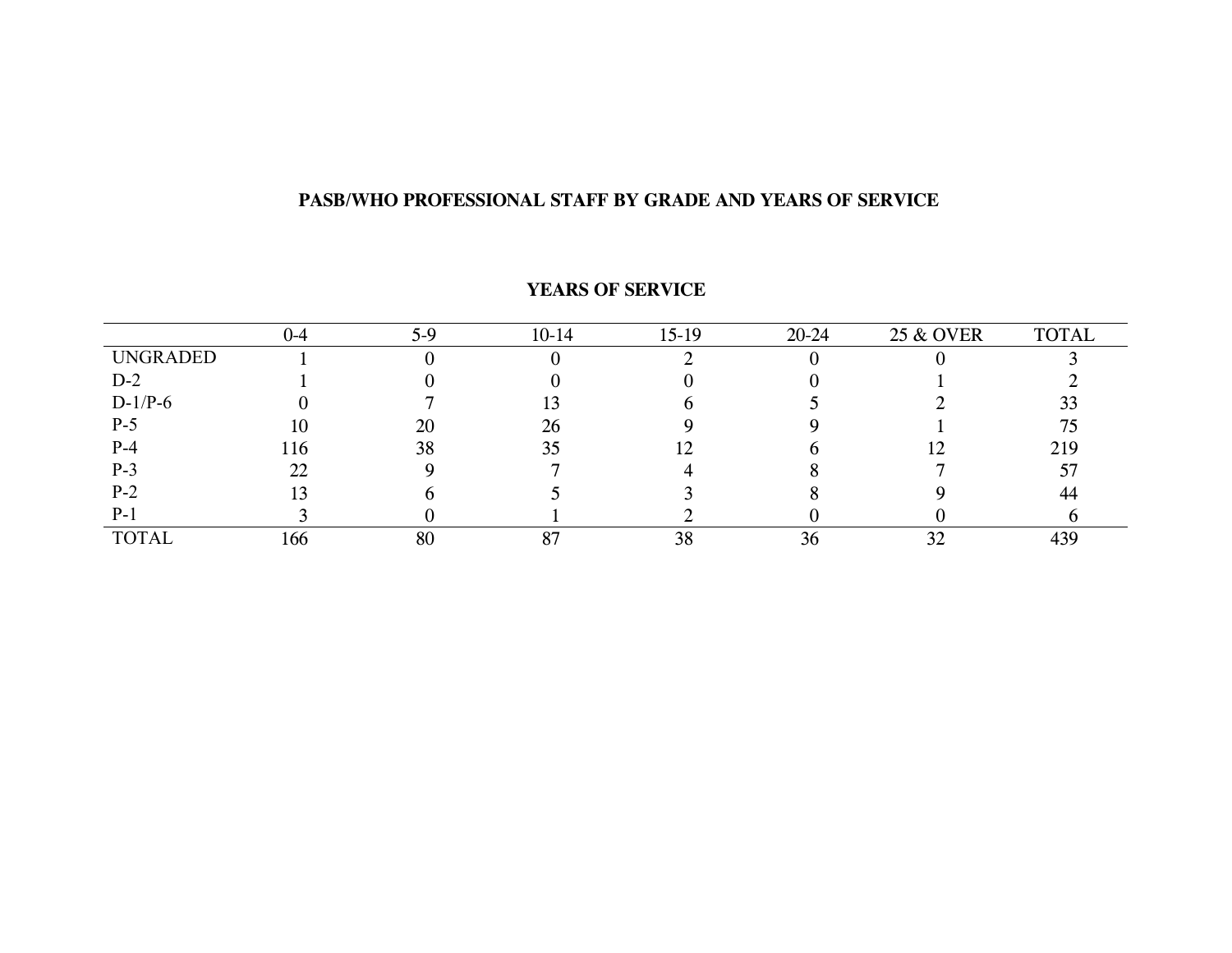**PASB/WHO PROFESSIONAL STAFF BY GRADE AND YEARS OF SERVICE**

**YEARS OF SERVICE**

| | 0-4 | 5-9 | 10-14 | 15-19 | 20-24 | 25 & OVER | TOTAL |
|---|---|---|---|---|---|---|---|
| UNGRADED | 1 | 0 | 0 | 2 | 0 | 0 | 3 |
| D-2 | 1 | 0 | 0 | 0 | 0 | 1 | 2 |
| D-1/P-6 | 0 | 7 | 13 | 6 | 5 | 2 | 33 |
| P-5 | 10 | 20 | 26 | 9 | 9 | 1 | 75 |
| P-4 | 116 | 38 | 35 | 12 | 6 | 12 | 219 |
| P-3 | 22 | 9 | 7 | 4 | 8 | 7 | 57 |
| P-2 | 13 | 6 | 5 | 3 | 8 | 9 | 44 |
| P-1 | 3 | 0 | 1 | 2 | 0 | 0 | 6 |
| TOTAL | 166 | 80 | 87 | 38 | 36 | 32 | 439 |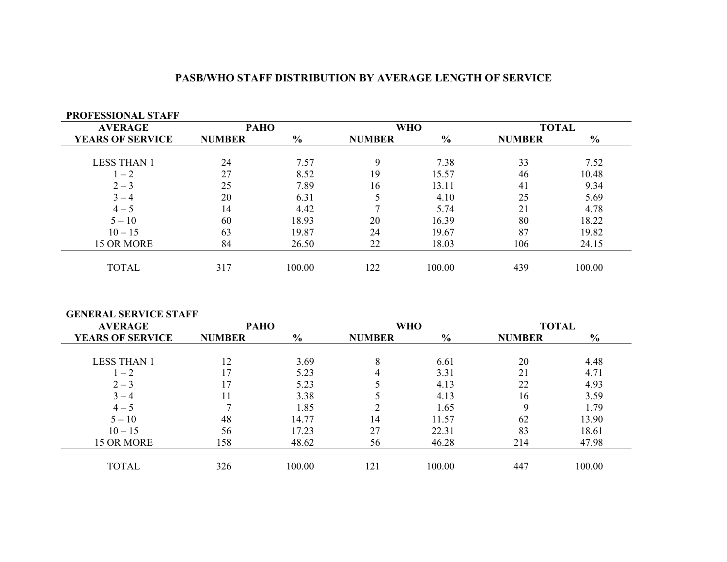# PASB/WHO STAFF DISTRIBUTION BY AVERAGE LENGTH OF SERVICE

**PROFESSIONAL STAFF**

| AVERAGE | PAHO | | WHO | | TOTAL | |
|---|---|---|---|---|---|---|
| YEARS OF SERVICE | NUMBER | % | NUMBER | % | NUMBER | % |
| LESS THAN 1 | 24 | 7.57 | 9 | 7.38 | 33 | 7.52 |
| 1 – 2 | 27 | 8.52 | 19 | 15.57 | 46 | 10.48 |
| 2 – 3 | 25 | 7.89 | 16 | 13.11 | 41 | 9.34 |
| 3 – 4 | 20 | 6.31 | 5 | 4.10 | 25 | 5.69 |
| 4 – 5 | 14 | 4.42 | 7 | 5.74 | 21 | 4.78 |
| 5 – 10 | 60 | 18.93 | 20 | 16.39 | 80 | 18.22 |
| 10 – 15 | 63 | 19.87 | 24 | 19.67 | 87 | 19.82 |
| 15 OR MORE | 84 | 26.50 | 22 | 18.03 | 106 | 24.15 |
| TOTAL | 317 | 100.00 | 122 | 100.00 | 439 | 100.00 |

**GENERAL SERVICE STAFF**

| AVERAGE | PAHO | | WHO | | TOTAL | |
|---|---|---|---|---|---|---|
| YEARS OF SERVICE | NUMBER | % | NUMBER | % | NUMBER | % |
| LESS THAN 1 | 12 | 3.69 | 8 | 6.61 | 20 | 4.48 |
| 1 – 2 | 17 | 5.23 | 4 | 3.31 | 21 | 4.71 |
| 2 – 3 | 17 | 5.23 | 5 | 4.13 | 22 | 4.93 |
| 3 – 4 | 11 | 3.38 | 5 | 4.13 | 16 | 3.59 |
| 4 – 5 | 7 | 1.85 | 2 | 1.65 | 9 | 1.79 |
| 5 – 10 | 48 | 14.77 | 14 | 11.57 | 62 | 13.90 |
| 10 – 15 | 56 | 17.23 | 27 | 22.31 | 83 | 18.61 |
| 15 OR MORE | 158 | 48.62 | 56 | 46.28 | 214 | 47.98 |
| TOTAL | 326 | 100.00 | 121 | 100.00 | 447 | 100.00 |